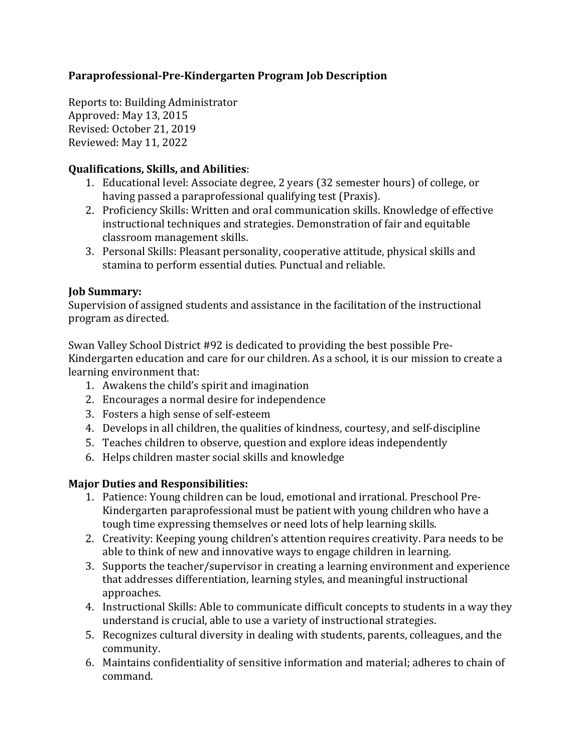# Paraprofessional-Pre-Kindergarten Program Job Description

Reports to: Building Administrator
Approved: May 13, 2015
Revised: October 21, 2019
Reviewed: May 11, 2022

## Qualifications, Skills, and Abilities:

1. Educational level: Associate degree, 2 years (32 semester hours) of college, or having passed a paraprofessional qualifying test (Praxis).
2. Proficiency Skills: Written and oral communication skills. Knowledge of effective instructional techniques and strategies. Demonstration of fair and equitable classroom management skills.
3. Personal Skills: Pleasant personality, cooperative attitude, physical skills and stamina to perform essential duties. Punctual and reliable.

## Job Summary:

Supervision of assigned students and assistance in the facilitation of the instructional program as directed.

Swan Valley School District #92 is dedicated to providing the best possible Pre-Kindergarten education and care for our children. As a school, it is our mission to create a learning environment that:

1. Awakens the child's spirit and imagination
2. Encourages a normal desire for independence
3. Fosters a high sense of self-esteem
4. Develops in all children, the qualities of kindness, courtesy, and self-discipline
5. Teaches children to observe, question and explore ideas independently
6. Helps children master social skills and knowledge

## Major Duties and Responsibilities:

1. Patience: Young children can be loud, emotional and irrational. Preschool Pre-Kindergarten paraprofessional must be patient with young children who have a tough time expressing themselves or need lots of help learning skills.
2. Creativity: Keeping young children's attention requires creativity. Para needs to be able to think of new and innovative ways to engage children in learning.
3. Supports the teacher/supervisor in creating a learning environment and experience that addresses differentiation, learning styles, and meaningful instructional approaches.
4. Instructional Skills: Able to communicate difficult concepts to students in a way they understand is crucial, able to use a variety of instructional strategies.
5. Recognizes cultural diversity in dealing with students, parents, colleagues, and the community.
6. Maintains confidentiality of sensitive information and material; adheres to chain of command.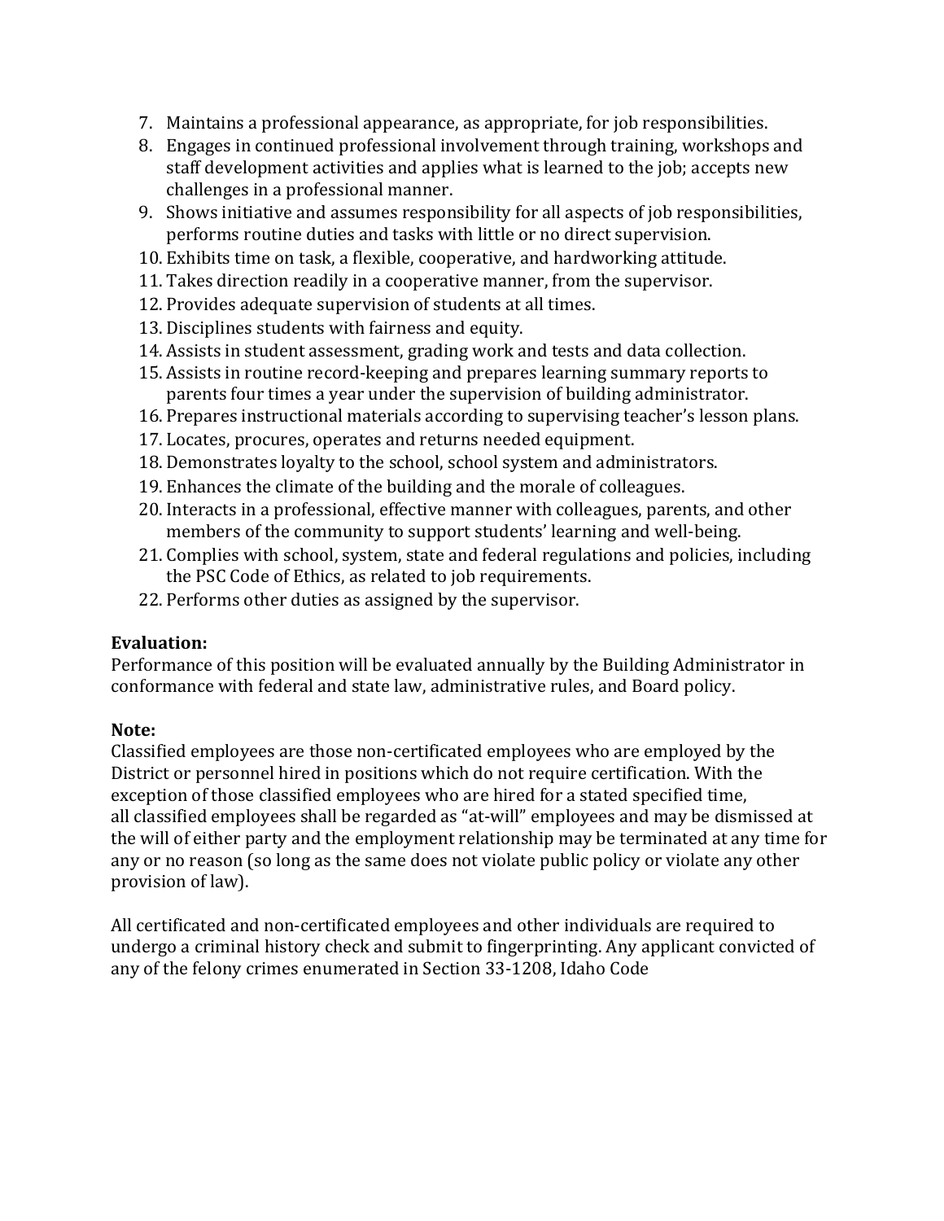7. Maintains a professional appearance, as appropriate, for job responsibilities.
8. Engages in continued professional involvement through training, workshops and staff development activities and applies what is learned to the job; accepts new challenges in a professional manner.
9. Shows initiative and assumes responsibility for all aspects of job responsibilities, performs routine duties and tasks with little or no direct supervision.
10. Exhibits time on task, a flexible, cooperative, and hardworking attitude.
11. Takes direction readily in a cooperative manner, from the supervisor.
12. Provides adequate supervision of students at all times.
13. Disciplines students with fairness and equity.
14. Assists in student assessment, grading work and tests and data collection.
15. Assists in routine record-keeping and prepares learning summary reports to parents four times a year under the supervision of building administrator.
16. Prepares instructional materials according to supervising teacher's lesson plans.
17. Locates, procures, operates and returns needed equipment.
18. Demonstrates loyalty to the school, school system and administrators.
19. Enhances the climate of the building and the morale of colleagues.
20. Interacts in a professional, effective manner with colleagues, parents, and other members of the community to support students' learning and well-being.
21. Complies with school, system, state and federal regulations and policies, including the PSC Code of Ethics, as related to job requirements.
22. Performs other duties as assigned by the supervisor.

**Evaluation:**
Performance of this position will be evaluated annually by the Building Administrator in conformance with federal and state law, administrative rules, and Board policy.

**Note:**
Classified employees are those non-certificated employees who are employed by the District or personnel hired in positions which do not require certification. With the exception of those classified employees who are hired for a stated specified time, all classified employees shall be regarded as "at-will" employees and may be dismissed at the will of either party and the employment relationship may be terminated at any time for any or no reason (so long as the same does not violate public policy or violate any other provision of law).

All certificated and non-certificated employees and other individuals are required to undergo a criminal history check and submit to fingerprinting. Any applicant convicted of any of the felony crimes enumerated in Section 33-1208, Idaho Code